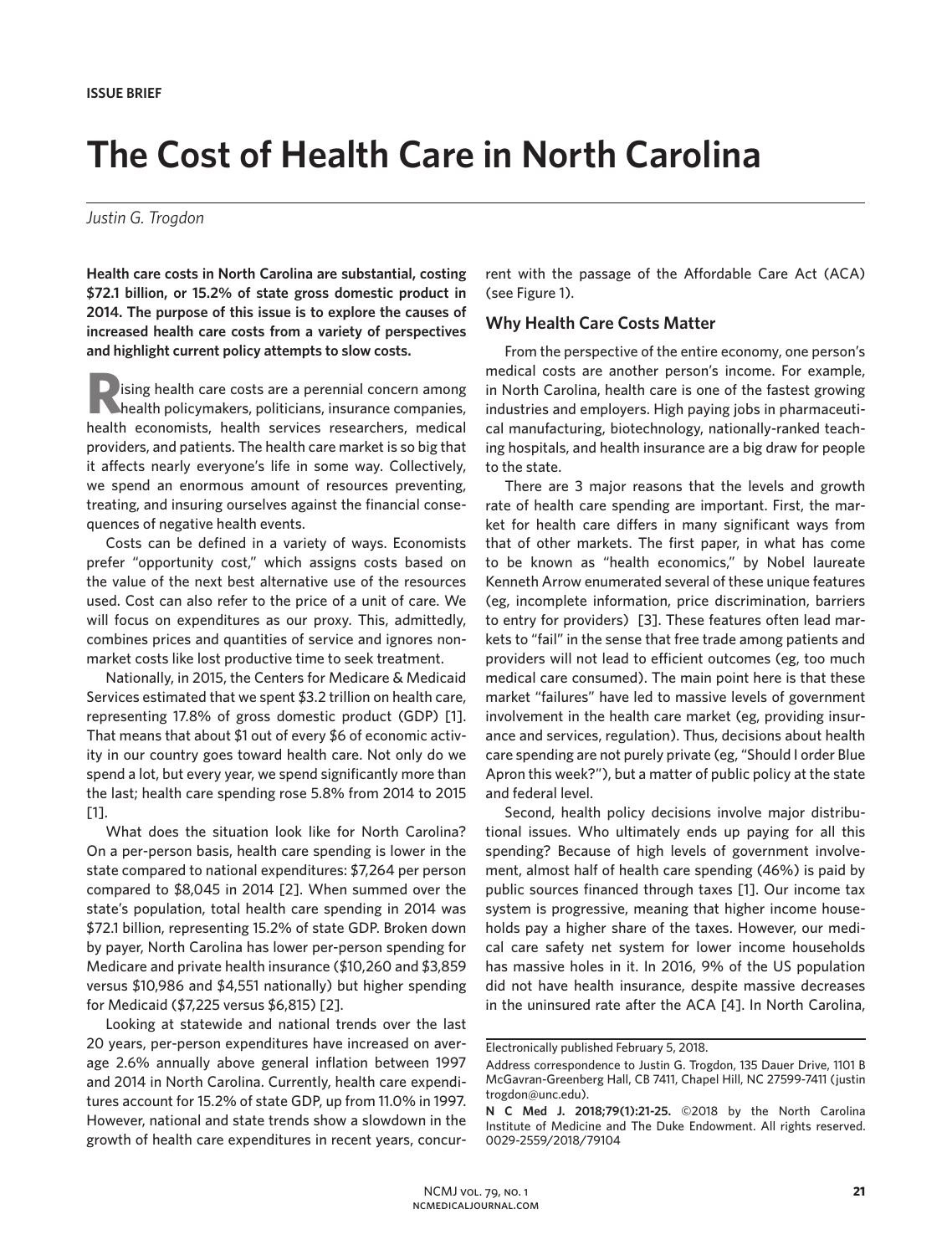ISSUE BRIEF

# The Cost of Health Care in North Carolina

*Justin G. Trogdon*

**Health care costs in North Carolina are substantial, costing $72.1 billion, or 15.2% of state gross domestic product in 2014. The purpose of this issue is to explore the causes of increased health care costs from a variety of perspectives and highlight current policy attempts to slow costs.**

Rising health care costs are a perennial concern among health policymakers, politicians, insurance companies, health economists, health services researchers, medical providers, and patients. The health care market is so big that it affects nearly everyone's life in some way. Collectively, we spend an enormous amount of resources preventing, treating, and insuring ourselves against the financial consequences of negative health events.

Costs can be defined in a variety of ways. Economists prefer "opportunity cost," which assigns costs based on the value of the next best alternative use of the resources used. Cost can also refer to the price of a unit of care. We will focus on expenditures as our proxy. This, admittedly, combines prices and quantities of service and ignores nonmarket costs like lost productive time to seek treatment.

Nationally, in 2015, the Centers for Medicare & Medicaid Services estimated that we spent $3.2 trillion on health care, representing 17.8% of gross domestic product (GDP) [1]. That means that about $1 out of every $6 of economic activity in our country goes toward health care. Not only do we spend a lot, but every year, we spend significantly more than the last; health care spending rose 5.8% from 2014 to 2015 [1].

What does the situation look like for North Carolina? On a per-person basis, health care spending is lower in the state compared to national expenditures: $7,264 per person compared to $8,045 in 2014 [2]. When summed over the state's population, total health care spending in 2014 was $72.1 billion, representing 15.2% of state GDP. Broken down by payer, North Carolina has lower per-person spending for Medicare and private health insurance ($10,260 and $3,859 versus $10,986 and $4,551 nationally) but higher spending for Medicaid ($7,225 versus $6,815) [2].

Looking at statewide and national trends over the last 20 years, per-person expenditures have increased on average 2.6% annually above general inflation between 1997 and 2014 in North Carolina. Currently, health care expenditures account for 15.2% of state GDP, up from 11.0% in 1997. However, national and state trends show a slowdown in the growth of health care expenditures in recent years, concurrent with the passage of the Affordable Care Act (ACA) (see Figure 1).

## Why Health Care Costs Matter

From the perspective of the entire economy, one person's medical costs are another person's income. For example, in North Carolina, health care is one of the fastest growing industries and employers. High paying jobs in pharmaceutical manufacturing, biotechnology, nationally-ranked teaching hospitals, and health insurance are a big draw for people to the state.

There are 3 major reasons that the levels and growth rate of health care spending are important. First, the market for health care differs in many significant ways from that of other markets. The first paper, in what has come to be known as "health economics," by Nobel laureate Kenneth Arrow enumerated several of these unique features (eg, incomplete information, price discrimination, barriers to entry for providers) [3]. These features often lead markets to "fail" in the sense that free trade among patients and providers will not lead to efficient outcomes (eg, too much medical care consumed). The main point here is that these market "failures" have led to massive levels of government involvement in the health care market (eg, providing insurance and services, regulation). Thus, decisions about health care spending are not purely private (eg, "Should I order Blue Apron this week?"), but a matter of public policy at the state and federal level.

Second, health policy decisions involve major distributional issues. Who ultimately ends up paying for all this spending? Because of high levels of government involvement, almost half of health care spending (46%) is paid by public sources financed through taxes [1]. Our income tax system is progressive, meaning that higher income households pay a higher share of the taxes. However, our medical care safety net system for lower income households has massive holes in it. In 2016, 9% of the US population did not have health insurance, despite massive decreases in the uninsured rate after the ACA [4]. In North Carolina,

---

Electronically published February 5, 2018.

Address correspondence to Justin G. Trogdon, 135 Dauer Drive, 1101 B McGavran-Greenberg Hall, CB 7411, Chapel Hill, NC 27599-7411 (justin trogdon@unc.edu).

**N C Med J. 2018;79(1):21-25.** ©2018 by the North Carolina Institute of Medicine and The Duke Endowment. All rights reserved. 0029-2559/2018/79104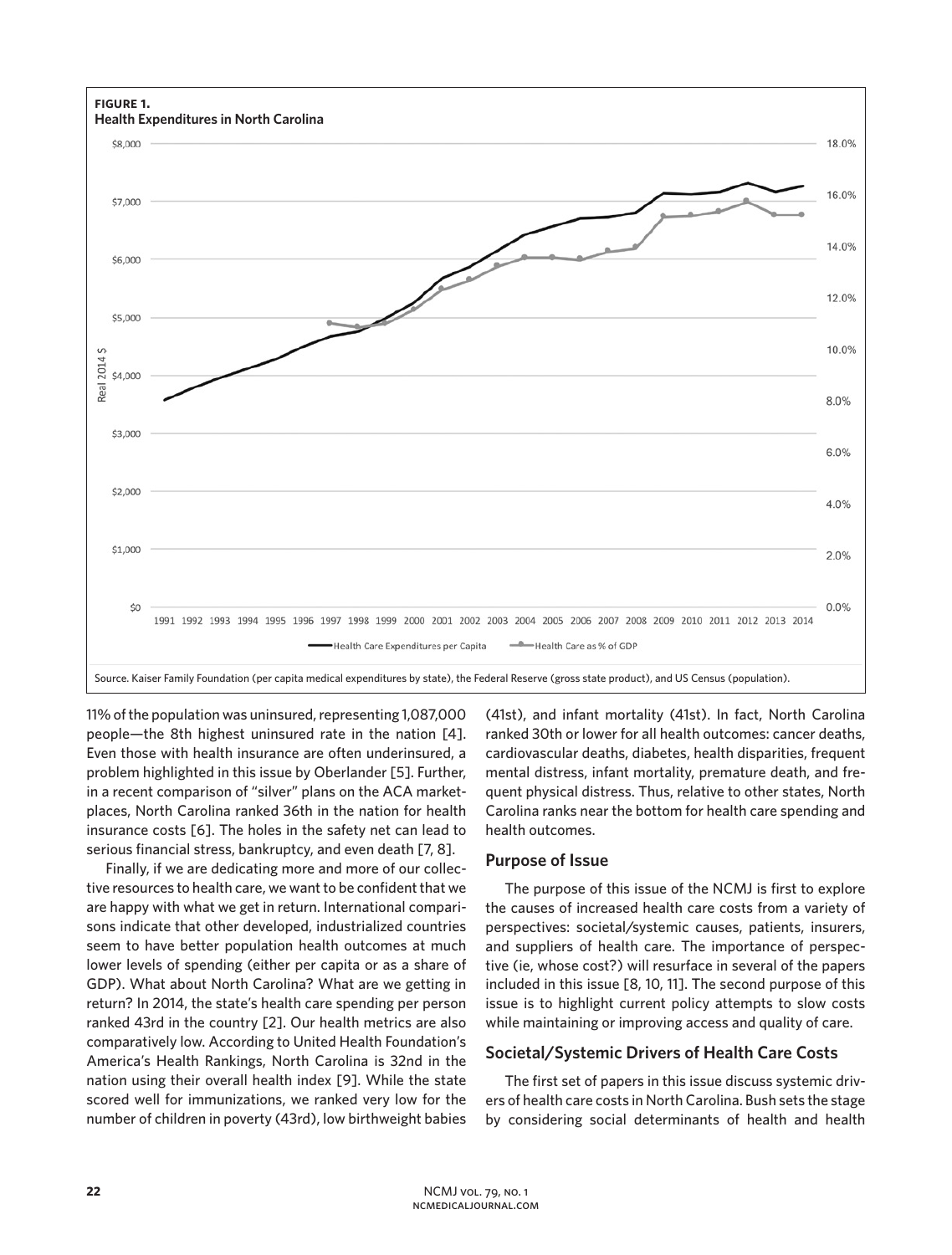**FIGURE 1.**
**Health Expenditures in North Carolina**

Source. Kaiser Family Foundation (per capita medical expenditures by state), the Federal Reserve (gross state product), and US Census (population).

11% of the population was uninsured, representing 1,087,000 people—the 8th highest uninsured rate in the nation [4]. Even those with health insurance are often underinsured, a problem highlighted in this issue by Oberlander [5]. Further, in a recent comparison of "silver" plans on the ACA marketplaces, North Carolina ranked 36th in the nation for health insurance costs [6]. The holes in the safety net can lead to serious financial stress, bankruptcy, and even death [7, 8].

Finally, if we are dedicating more and more of our collective resources to health care, we want to be confident that we are happy with what we get in return. International comparisons indicate that other developed, industrialized countries seem to have better population health outcomes at much lower levels of spending (either per capita or as a share of GDP). What about North Carolina? What are we getting in return? In 2014, the state's health care spending per person ranked 43rd in the country [2]. Our health metrics are also comparatively low. According to United Health Foundation's America's Health Rankings, North Carolina is 32nd in the nation using their overall health index [9]. While the state scored well for immunizations, we ranked very low for the number of children in poverty (43rd), low birthweight babies (41st), and infant mortality (41st). In fact, North Carolina ranked 30th or lower for all health outcomes: cancer deaths, cardiovascular deaths, diabetes, health disparities, frequent mental distress, infant mortality, premature death, and frequent physical distress. Thus, relative to other states, North Carolina ranks near the bottom for health care spending and health outcomes.

## Purpose of Issue

The purpose of this issue of the NCMJ is first to explore the causes of increased health care costs from a variety of perspectives: societal/systemic causes, patients, insurers, and suppliers of health care. The importance of perspective (ie, whose cost?) will resurface in several of the papers included in this issue [8, 10, 11]. The second purpose of this issue is to highlight current policy attempts to slow costs while maintaining or improving access and quality of care.

## Societal/Systemic Drivers of Health Care Costs

The first set of papers in this issue discuss systemic drivers of health care costs in North Carolina. Bush sets the stage by considering social determinants of health and health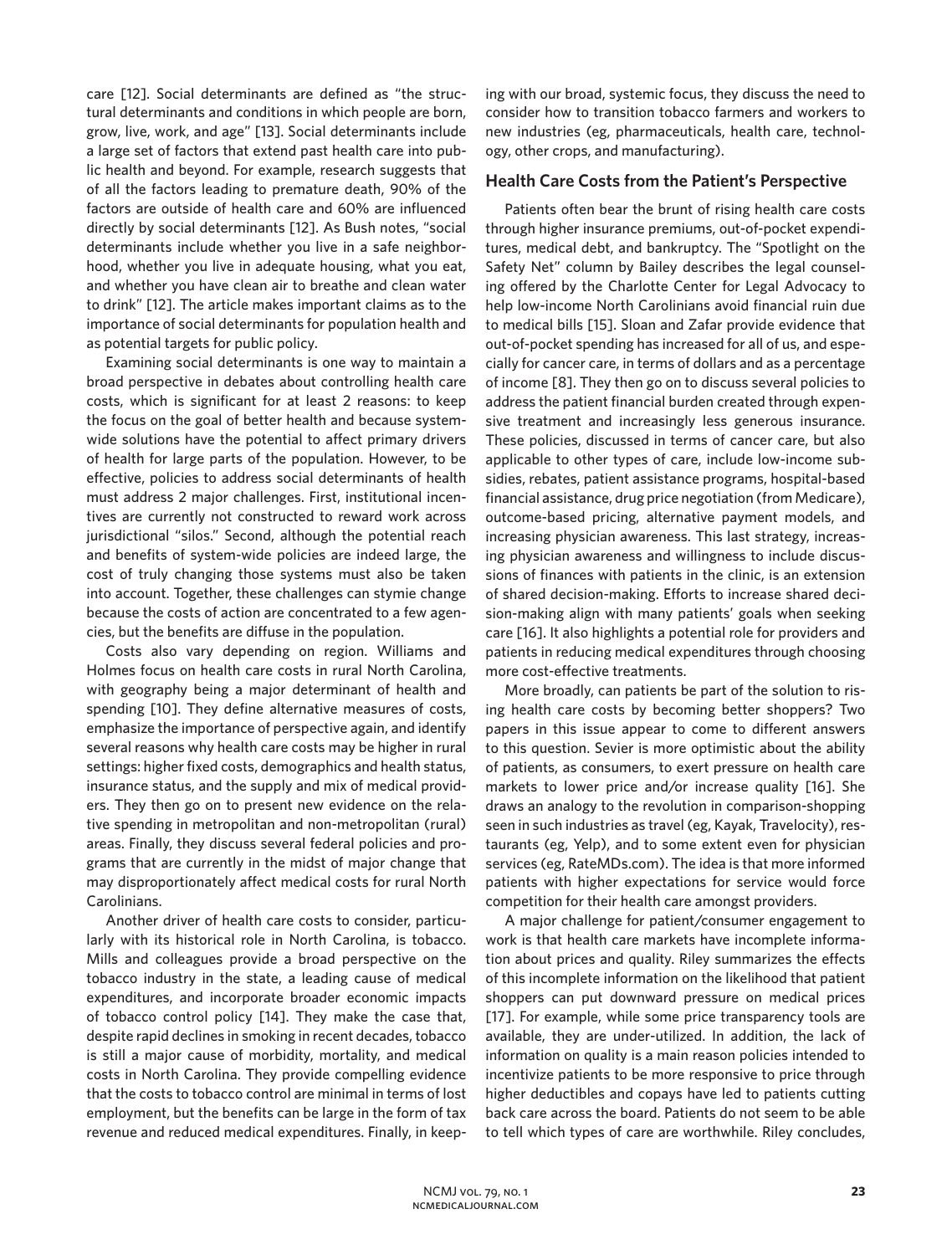care [12]. Social determinants are defined as "the structural determinants and conditions in which people are born, grow, live, work, and age" [13]. Social determinants include a large set of factors that extend past health care into public health and beyond. For example, research suggests that of all the factors leading to premature death, 90% of the factors are outside of health care and 60% are influenced directly by social determinants [12]. As Bush notes, "social determinants include whether you live in a safe neighborhood, whether you live in adequate housing, what you eat, and whether you have clean air to breathe and clean water to drink" [12]. The article makes important claims as to the importance of social determinants for population health and as potential targets for public policy.

Examining social determinants is one way to maintain a broad perspective in debates about controlling health care costs, which is significant for at least 2 reasons: to keep the focus on the goal of better health and because system-wide solutions have the potential to affect primary drivers of health for large parts of the population. However, to be effective, policies to address social determinants of health must address 2 major challenges. First, institutional incentives are currently not constructed to reward work across jurisdictional "silos." Second, although the potential reach and benefits of system-wide policies are indeed large, the cost of truly changing those systems must also be taken into account. Together, these challenges can stymie change because the costs of action are concentrated to a few agencies, but the benefits are diffuse in the population.

Costs also vary depending on region. Williams and Holmes focus on health care costs in rural North Carolina, with geography being a major determinant of health and spending [10]. They define alternative measures of costs, emphasize the importance of perspective again, and identify several reasons why health care costs may be higher in rural settings: higher fixed costs, demographics and health status, insurance status, and the supply and mix of medical providers. They then go on to present new evidence on the relative spending in metropolitan and non-metropolitan (rural) areas. Finally, they discuss several federal policies and programs that are currently in the midst of major change that may disproportionately affect medical costs for rural North Carolinians.

Another driver of health care costs to consider, particularly with its historical role in North Carolina, is tobacco. Mills and colleagues provide a broad perspective on the tobacco industry in the state, a leading cause of medical expenditures, and incorporate broader economic impacts of tobacco control policy [14]. They make the case that, despite rapid declines in smoking in recent decades, tobacco is still a major cause of morbidity, mortality, and medical costs in North Carolina. They provide compelling evidence that the costs to tobacco control are minimal in terms of lost employment, but the benefits can be large in the form of tax revenue and reduced medical expenditures. Finally, in keeping with our broad, systemic focus, they discuss the need to consider how to transition tobacco farmers and workers to new industries (eg, pharmaceuticals, health care, technology, other crops, and manufacturing).

### Health Care Costs from the Patient's Perspective

Patients often bear the brunt of rising health care costs through higher insurance premiums, out-of-pocket expenditures, medical debt, and bankruptcy. The "Spotlight on the Safety Net" column by Bailey describes the legal counseling offered by the Charlotte Center for Legal Advocacy to help low-income North Carolinians avoid financial ruin due to medical bills [15]. Sloan and Zafar provide evidence that out-of-pocket spending has increased for all of us, and especially for cancer care, in terms of dollars and as a percentage of income [8]. They then go on to discuss several policies to address the patient financial burden created through expensive treatment and increasingly less generous insurance. These policies, discussed in terms of cancer care, but also applicable to other types of care, include low-income subsidies, rebates, patient assistance programs, hospital-based financial assistance, drug price negotiation (from Medicare), outcome-based pricing, alternative payment models, and increasing physician awareness. This last strategy, increasing physician awareness and willingness to include discussions of finances with patients in the clinic, is an extension of shared decision-making. Efforts to increase shared decision-making align with many patients' goals when seeking care [16]. It also highlights a potential role for providers and patients in reducing medical expenditures through choosing more cost-effective treatments.

More broadly, can patients be part of the solution to rising health care costs by becoming better shoppers? Two papers in this issue appear to come to different answers to this question. Sevier is more optimistic about the ability of patients, as consumers, to exert pressure on health care markets to lower price and/or increase quality [16]. She draws an analogy to the revolution in comparison-shopping seen in such industries as travel (eg, Kayak, Travelocity), restaurants (eg, Yelp), and to some extent even for physician services (eg, RateMDs.com). The idea is that more informed patients with higher expectations for service would force competition for their health care amongst providers.

A major challenge for patient/consumer engagement to work is that health care markets have incomplete information about prices and quality. Riley summarizes the effects of this incomplete information on the likelihood that patient shoppers can put downward pressure on medical prices [17]. For example, while some price transparency tools are available, they are under-utilized. In addition, the lack of information on quality is a main reason policies intended to incentivize patients to be more responsive to price through higher deductibles and copays have led to patients cutting back care across the board. Patients do not seem to be able to tell which types of care are worthwhile. Riley concludes,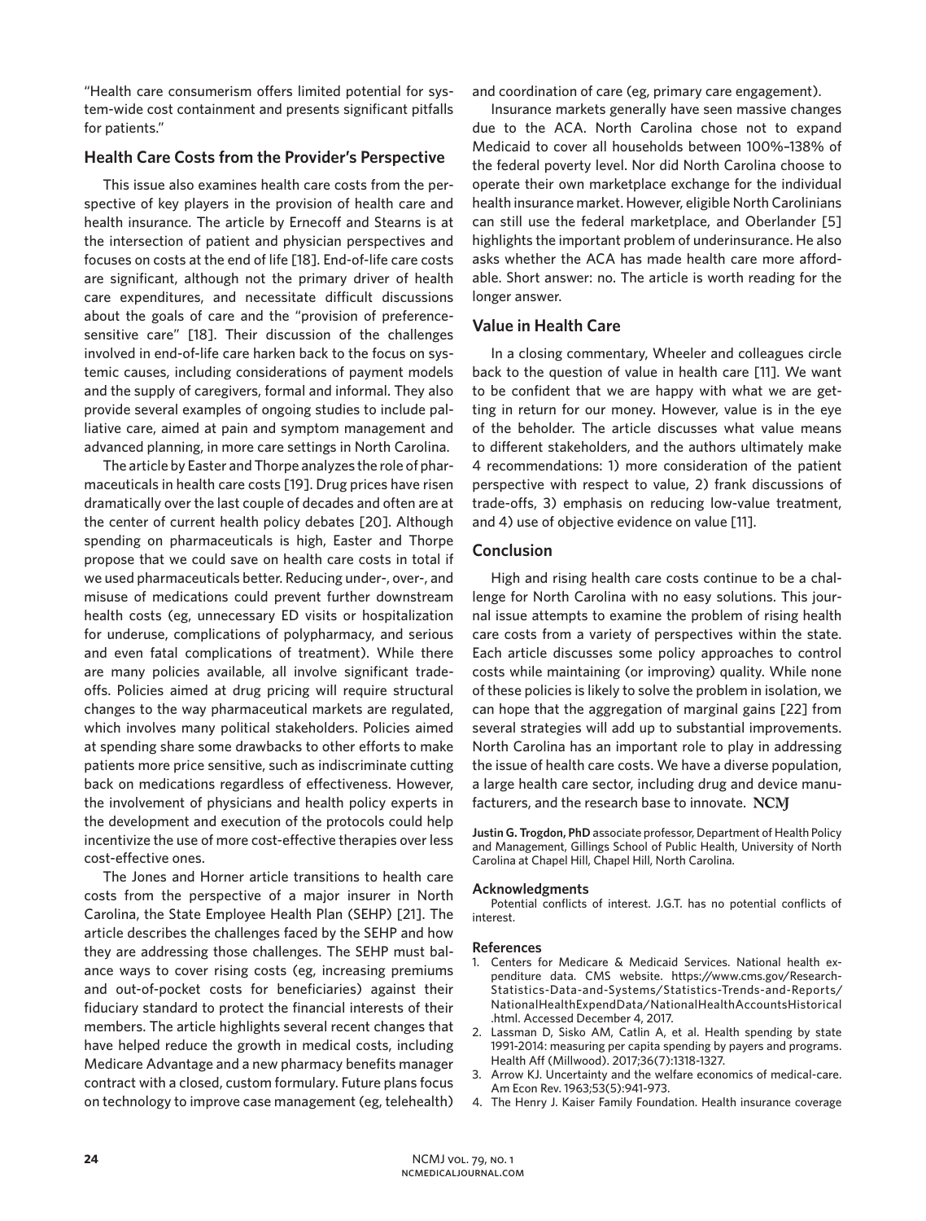"Health care consumerism offers limited potential for system-wide cost containment and presents significant pitfalls for patients."

## Health Care Costs from the Provider's Perspective

This issue also examines health care costs from the perspective of key players in the provision of health care and health insurance. The article by Ernecoff and Stearns is at the intersection of patient and physician perspectives and focuses on costs at the end of life [18]. End-of-life care costs are significant, although not the primary driver of health care expenditures, and necessitate difficult discussions about the goals of care and the "provision of preference-sensitive care" [18]. Their discussion of the challenges involved in end-of-life care harken back to the focus on systemic causes, including considerations of payment models and the supply of caregivers, formal and informal. They also provide several examples of ongoing studies to include palliative care, aimed at pain and symptom management and advanced planning, in more care settings in North Carolina.

The article by Easter and Thorpe analyzes the role of pharmaceuticals in health care costs [19]. Drug prices have risen dramatically over the last couple of decades and often are at the center of current health policy debates [20]. Although spending on pharmaceuticals is high, Easter and Thorpe propose that we could save on health care costs in total if we used pharmaceuticals better. Reducing under-, over-, and misuse of medications could prevent further downstream health costs (eg, unnecessary ED visits or hospitalization for underuse, complications of polypharmacy, and serious and even fatal complications of treatment). While there are many policies available, all involve significant trade-offs. Policies aimed at drug pricing will require structural changes to the way pharmaceutical markets are regulated, which involves many political stakeholders. Policies aimed at spending share some drawbacks to other efforts to make patients more price sensitive, such as indiscriminate cutting back on medications regardless of effectiveness. However, the involvement of physicians and health policy experts in the development and execution of the protocols could help incentivize the use of more cost-effective therapies over less cost-effective ones.

The Jones and Horner article transitions to health care costs from the perspective of a major insurer in North Carolina, the State Employee Health Plan (SEHP) [21]. The article describes the challenges faced by the SEHP and how they are addressing those challenges. The SEHP must balance ways to cover rising costs (eg, increasing premiums and out-of-pocket costs for beneficiaries) against their fiduciary standard to protect the financial interests of their members. The article highlights several recent changes that have helped reduce the growth in medical costs, including Medicare Advantage and a new pharmacy benefits manager contract with a closed, custom formulary. Future plans focus on technology to improve case management (eg, telehealth) and coordination of care (eg, primary care engagement).

Insurance markets generally have seen massive changes due to the ACA. North Carolina chose not to expand Medicaid to cover all households between 100%–138% of the federal poverty level. Nor did North Carolina choose to operate their own marketplace exchange for the individual health insurance market. However, eligible North Carolinians can still use the federal marketplace, and Oberlander [5] highlights the important problem of underinsurance. He also asks whether the ACA has made health care more affordable. Short answer: no. The article is worth reading for the longer answer.

## Value in Health Care

In a closing commentary, Wheeler and colleagues circle back to the question of value in health care [11]. We want to be confident that we are happy with what we are getting in return for our money. However, value is in the eye of the beholder. The article discusses what value means to different stakeholders, and the authors ultimately make 4 recommendations: 1) more consideration of the patient perspective with respect to value, 2) frank discussions of trade-offs, 3) emphasis on reducing low-value treatment, and 4) use of objective evidence on value [11].

## Conclusion

High and rising health care costs continue to be a challenge for North Carolina with no easy solutions. This journal issue attempts to examine the problem of rising health care costs from a variety of perspectives within the state. Each article discusses some policy approaches to control costs while maintaining (or improving) quality. While none of these policies is likely to solve the problem in isolation, we can hope that the aggregation of marginal gains [22] from several strategies will add up to substantial improvements. North Carolina has an important role to play in addressing the issue of health care costs. We have a diverse population, a large health care sector, including drug and device manufacturers, and the research base to innovate. **NCMJ**

**Justin G. Trogdon, PhD** associate professor, Department of Health Policy and Management, Gillings School of Public Health, University of North Carolina at Chapel Hill, Chapel Hill, North Carolina.

### Acknowledgments

Potential conflicts of interest. J.G.T. has no potential conflicts of interest.

### References

1. Centers for Medicare & Medicaid Services. National health expenditure data. CMS website. https://www.cms.gov/Research-Statistics-Data-and-Systems/Statistics-Trends-and-Reports/NationalHealthExpendData/NationalHealthAccountsHistorical.html. Accessed December 4, 2017.
2. Lassman D, Sisko AM, Catlin A, et al. Health spending by state 1991-2014: measuring per capita spending by payers and programs. Health Aff (Millwood). 2017;36(7):1318-1327.
3. Arrow KJ. Uncertainty and the welfare economics of medical-care. Am Econ Rev. 1963;53(5):941-973.
4. The Henry J. Kaiser Family Foundation. Health insurance coverage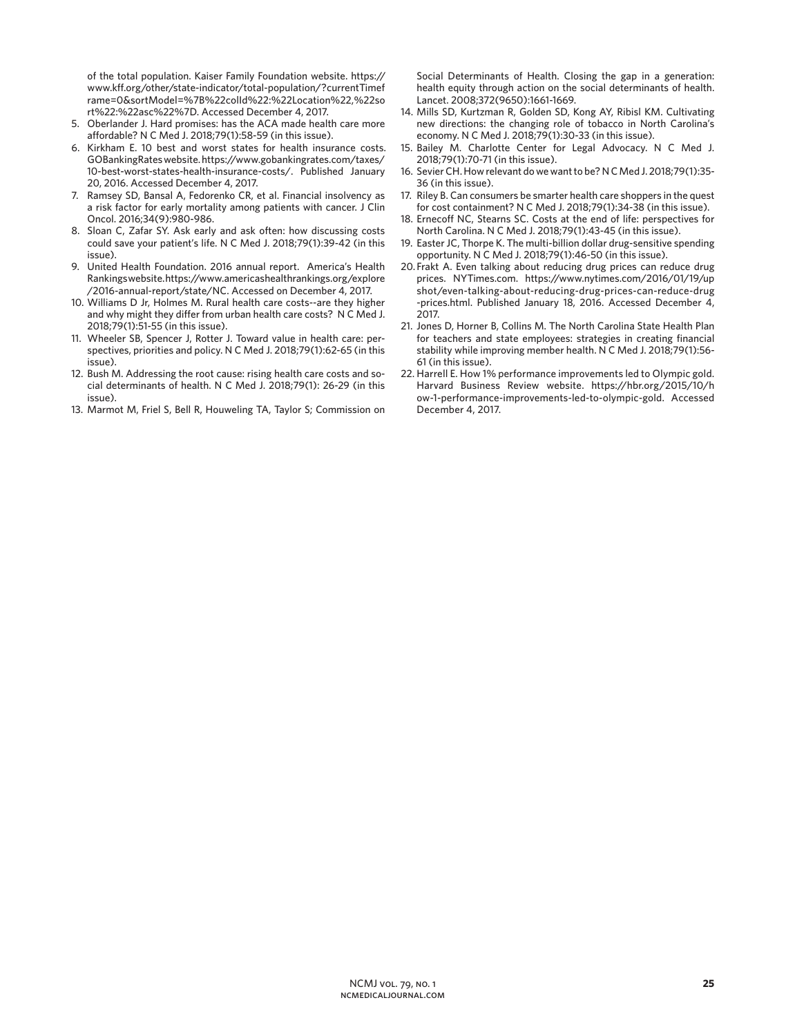of the total population. Kaiser Family Foundation website. https://www.kff.org/other/state-indicator/total-population/?currentTimeframe=0&sortModel=%7B%22colId%22:%22Location%22,%22sort%22:%22asc%22%7D. Accessed December 4, 2017.

5. Oberlander J. Hard promises: has the ACA made health care more affordable? N C Med J. 2018;79(1):58-59 (in this issue).
6. Kirkham E. 10 best and worst states for health insurance costs. GOBankingRates website. https://www.gobankingrates.com/taxes/10-best-worst-states-health-insurance-costs/. Published January 20, 2016. Accessed December 4, 2017.
7. Ramsey SD, Bansal A, Fedorenko CR, et al. Financial insolvency as a risk factor for early mortality among patients with cancer. J Clin Oncol. 2016;34(9):980-986.
8. Sloan C, Zafar SY. Ask early and ask often: how discussing costs could save your patient's life. N C Med J. 2018;79(1):39-42 (in this issue).
9. United Health Foundation. 2016 annual report. America's Health Rankings website. https://www.americashealthrankings.org/explore/2016-annual-report/state/NC. Accessed on December 4, 2017.
10. Williams D Jr, Holmes M. Rural health care costs--are they higher and why might they differ from urban health care costs? N C Med J. 2018;79(1):51-55 (in this issue).
11. Wheeler SB, Spencer J, Rotter J. Toward value in health care: perspectives, priorities and policy. N C Med J. 2018;79(1):62-65 (in this issue).
12. Bush M. Addressing the root cause: rising health care costs and social determinants of health. N C Med J. 2018;79(1): 26-29 (in this issue).
13. Marmot M, Friel S, Bell R, Houweling TA, Taylor S; Commission on Social Determinants of Health. Closing the gap in a generation: health equity through action on the social determinants of health. Lancet. 2008;372(9650):1661-1669.
14. Mills SD, Kurtzman R, Golden SD, Kong AY, Ribisl KM. Cultivating new directions: the changing role of tobacco in North Carolina's economy. N C Med J. 2018;79(1):30-33 (in this issue).
15. Bailey M. Charlotte Center for Legal Advocacy. N C Med J. 2018;79(1):70-71 (in this issue).
16. Sevier CH. How relevant do we want to be? N C Med J. 2018;79(1):35-36 (in this issue).
17. Riley B. Can consumers be smarter health care shoppers in the quest for cost containment? N C Med J. 2018;79(1):34-38 (in this issue).
18. Ernecoff NC, Stearns SC. Costs at the end of life: perspectives for North Carolina. N C Med J. 2018;79(1):43-45 (in this issue).
19. Easter JC, Thorpe K. The multi-billion dollar drug-sensitive spending opportunity. N C Med J. 2018;79(1):46-50 (in this issue).
20. Frakt A. Even talking about reducing drug prices can reduce drug prices. NYTimes.com. https://www.nytimes.com/2016/01/19/upshot/even-talking-about-reducing-drug-prices-can-reduce-drug-prices.html. Published January 18, 2016. Accessed December 4, 2017.
21. Jones D, Horner B, Collins M. The North Carolina State Health Plan for teachers and state employees: strategies in creating financial stability while improving member health. N C Med J. 2018;79(1):56-61 (in this issue).
22. Harrell E. How 1% performance improvements led to Olympic gold. Harvard Business Review website. https://hbr.org/2015/10/how-1-performance-improvements-led-to-olympic-gold. Accessed December 4, 2017.